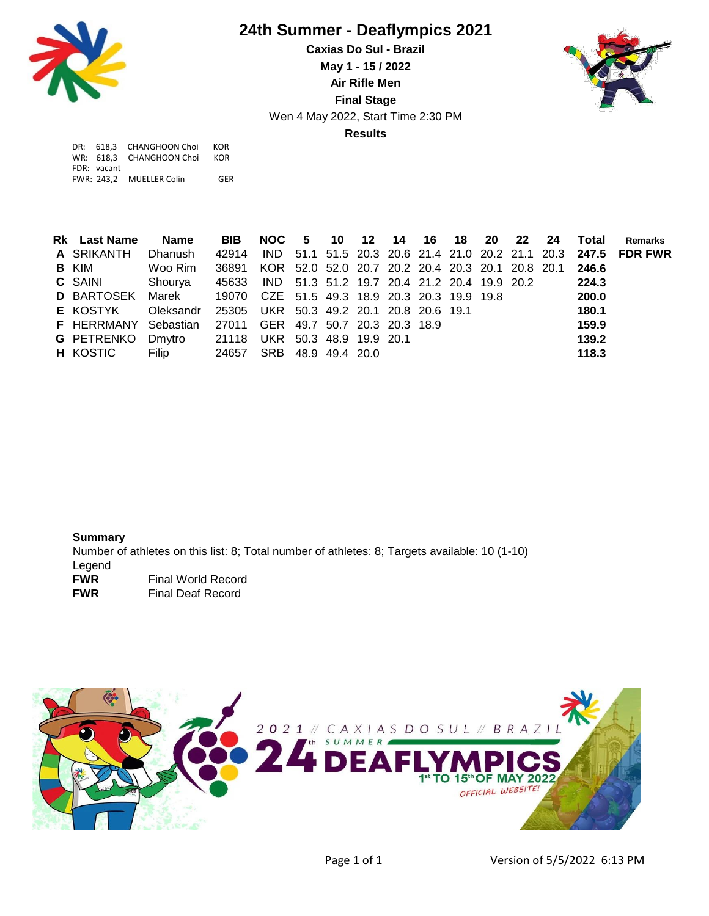# 24th Summer - Deaflympics 2021

**Caxias Do Sul - Brazil**

**May 1 - 15 / 2022**

**Air Rifle Men**

**Final Stage**

Wen 4 May 2022, Start Time 2:30 PM

**Results**

DR: 618,3 CHANGHOON Choi KOR
WR: 618,3 CHANGHOON Choi KOR
FDR: vacant
FWR: 243,2 MUELLER Colin GER

| Rk | Last Name | Name | BIB | NOC | 5 | 10 | 12 | 14 | 16 | 18 | 20 | 22 | 24 | Total | Remarks |
|---|---|---|---|---|---|---|---|---|---|---|---|---|---|---|---|
| **A** | SRIKANTH | Dhanush | 42914 | IND | 51.1 | 51.5 | 20.3 | 20.6 | 21.4 | 21.0 | 20.2 | 21.1 | 20.3 | **247.5** | **FDR FWR** |
| **B** | KIM | Woo Rim | 36891 | KOR | 52.0 | 52.0 | 20.7 | 20.2 | 20.4 | 20.3 | 20.1 | 20.8 | 20.1 | **246.6** | |
| **C** | SAINI | Shourya | 45633 | IND | 51.3 | 51.2 | 19.7 | 20.4 | 21.2 | 20.4 | 19.9 | 20.2 | | **224.3** | |
| **D** | BARTOSEK | Marek | 19070 | CZE | 51.5 | 49.3 | 18.9 | 20.3 | 20.3 | 19.9 | 19.8 | | | **200.0** | |
| **E** | KOSTYK | Oleksandr | 25305 | UKR | 50.3 | 49.2 | 20.1 | 20.8 | 20.6 | 19.1 | | | | **180.1** | |
| **F** | HERRMANY | Sebastian | 27011 | GER | 49.7 | 50.7 | 20.3 | 20.3 | 18.9 | | | | | **159.9** | |
| **G** | PETRENKO | Dmytro | 21118 | UKR | 50.3 | 48.9 | 19.9 | 20.1 | | | | | | **139.2** | |
| **H** | KOSTIC | Filip | 24657 | SRB | 48.9 | 49.4 | 20.0 | | | | | | | **118.3** | |

**Summary**

Number of athletes on this list: 8; Total number of athletes: 8; Targets available: 10 (1-10)

Legend

**FWR** Final World Record

**FWR** Final Deaf Record

Version of 5/5/2022 6:13 PM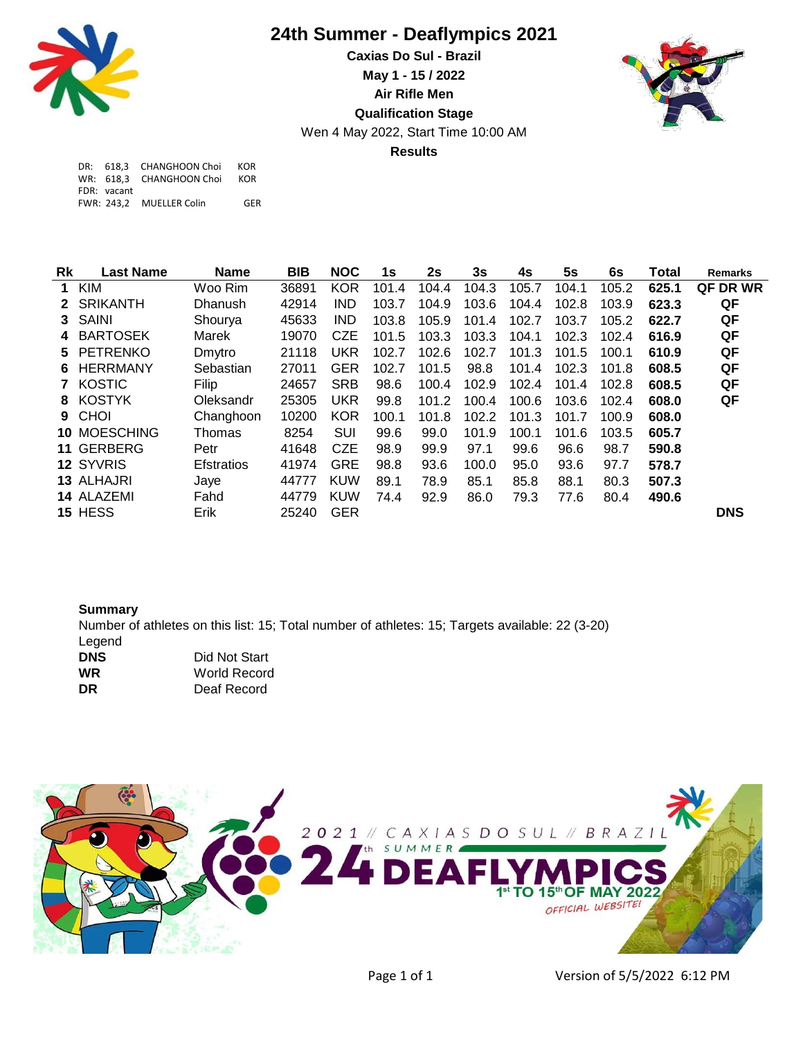# 24th Summer - Deaflympics 2021

**Caxias Do Sul - Brazil**

**May 1 - 15 / 2022**

**Air Rifle Men**

**Qualification Stage**

Wen 4 May 2022, Start Time 10:00 AM

**Results**

DR: 618,3 CHANGHOON Choi KOR
WR: 618,3 CHANGHOON Choi KOR
FDR: vacant
FWR: 243,2 MUELLER Colin GER

| Rk | Last Name | Name | BIB | NOC | 1s | 2s | 3s | 4s | 5s | 6s | Total | Remarks |
|---|---|---|---|---|---|---|---|---|---|---|---|---|
| 1 | KIM | Woo Rim | 36891 | KOR | 101.4 | 104.4 | 104.3 | 105.7 | 104.1 | 105.2 | **625.1** | **QF DR WR** |
| 2 | SRIKANTH | Dhanush | 42914 | IND | 103.7 | 104.9 | 103.6 | 104.4 | 102.8 | 103.9 | **623.3** | **QF** |
| 3 | SAINI | Shourya | 45633 | IND | 103.8 | 105.9 | 101.4 | 102.7 | 103.7 | 105.2 | **622.7** | **QF** |
| 4 | BARTOSEK | Marek | 19070 | CZE | 101.5 | 103.3 | 103.3 | 104.1 | 102.3 | 102.4 | **616.9** | **QF** |
| 5 | PETRENKO | Dmytro | 21118 | UKR | 102.7 | 102.6 | 102.7 | 101.3 | 101.5 | 100.1 | **610.9** | **QF** |
| 6 | HERRMANY | Sebastian | 27011 | GER | 102.7 | 101.5 | 98.8 | 101.4 | 102.3 | 101.8 | **608.5** | **QF** |
| 7 | KOSTIC | Filip | 24657 | SRB | 98.6 | 100.4 | 102.9 | 102.4 | 101.4 | 102.8 | **608.5** | **QF** |
| 8 | KOSTYK | Oleksandr | 25305 | UKR | 99.8 | 101.2 | 100.4 | 100.6 | 103.6 | 102.4 | **608.0** | **QF** |
| 9 | CHOI | Changhoon | 10200 | KOR | 100.1 | 101.8 | 102.2 | 101.3 | 101.7 | 100.9 | **608.0** | |
| 10 | MOESCHING | Thomas | 8254 | SUI | 99.6 | 99.0 | 101.9 | 100.1 | 101.6 | 103.5 | **605.7** | |
| 11 | GERBERG | Petr | 41648 | CZE | 98.9 | 99.9 | 97.1 | 99.6 | 96.6 | 98.7 | **590.8** | |
| 12 | SYVRIS | Efstratios | 41974 | GRE | 98.8 | 93.6 | 100.0 | 95.0 | 93.6 | 97.7 | **578.7** | |
| 13 | ALHAJRI | Jaye | 44777 | KUW | 89.1 | 78.9 | 85.1 | 85.8 | 88.1 | 80.3 | **507.3** | |
| 14 | ALAZEMI | Fahd | 44779 | KUW | 74.4 | 92.9 | 86.0 | 79.3 | 77.6 | 80.4 | **490.6** | |
| 15 | HESS | Erik | 25240 | GER | | | | | | | | **DNS** |

**Summary**

Number of athletes on this list: 15; Total number of athletes: 15; Targets available: 22 (3-20)

Legend

| | |
|---|---|
| **DNS** | Did Not Start |
| **WR** | World Record |
| **DR** | Deaf Record |

2021 // CAXIAS DO SUL // BRAZIL

24th SUMMER DEAFLYMPICS

1st TO 15th OF MAY 2022

OFFICIAL WEBSITE!

Version of 5/5/2022 6:12 PM